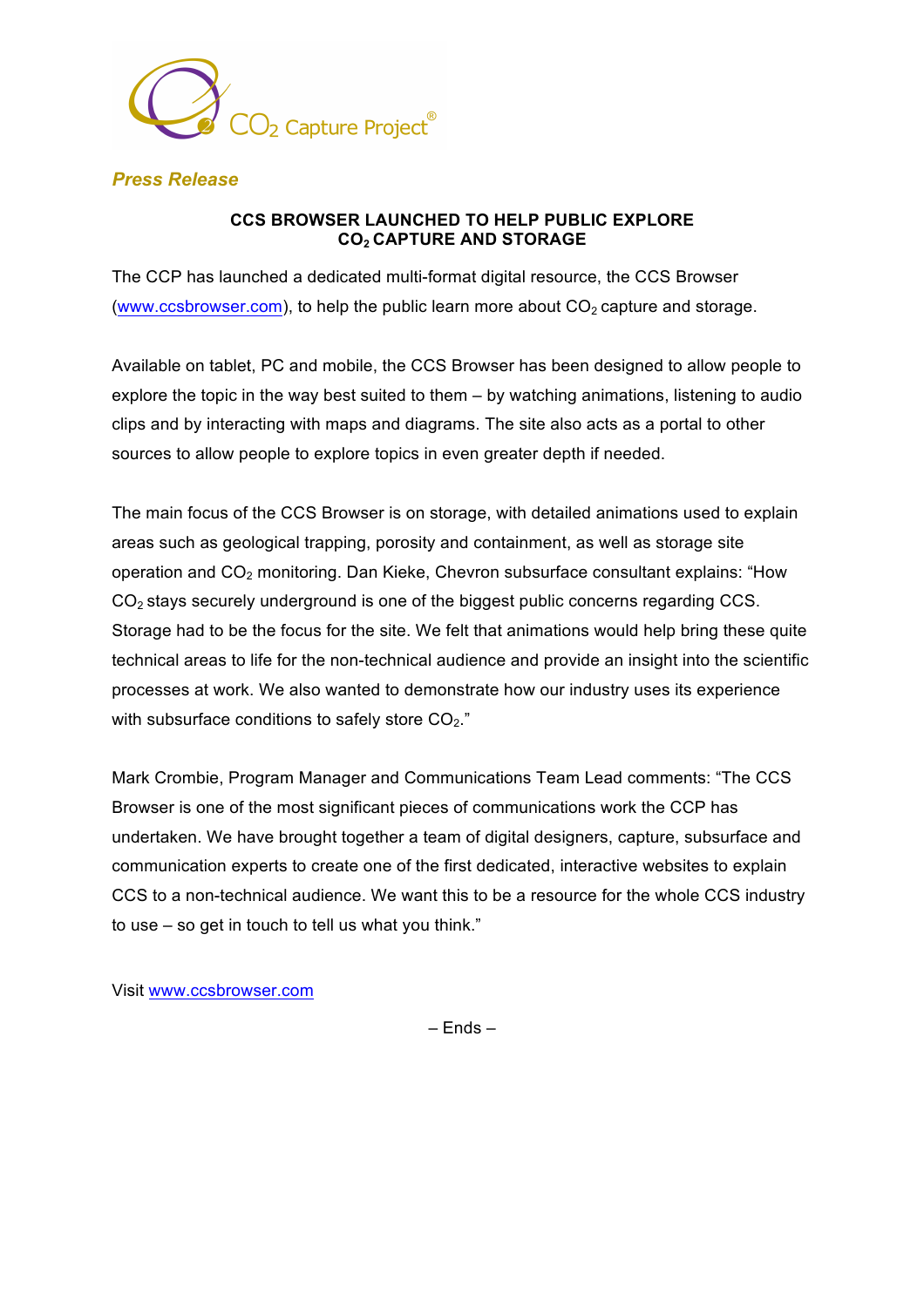*Press Release*

# CCS BROWSER LAUNCHED TO HELP PUBLIC EXPLORE $CO_2$ CAPTURE AND STORAGE

The CCP has launched a dedicated multi-format digital resource, the CCS Browser (www.ccsbrowser.com), to help the public learn more about $CO_2$ capture and storage.

Available on tablet, PC and mobile, the CCS Browser has been designed to allow people to explore the topic in the way best suited to them – by watching animations, listening to audio clips and by interacting with maps and diagrams. The site also acts as a portal to other sources to allow people to explore topics in even greater depth if needed.

The main focus of the CCS Browser is on storage, with detailed animations used to explain areas such as geological trapping, porosity and containment, as well as storage site operation and $CO_2$ monitoring. Dan Kieke, Chevron subsurface consultant explains: "How $CO_2$ stays securely underground is one of the biggest public concerns regarding CCS. Storage had to be the focus for the site. We felt that animations would help bring these quite technical areas to life for the non-technical audience and provide an insight into the scientific processes at work. We also wanted to demonstrate how our industry uses its experience with subsurface conditions to safely store $CO_2$."

Mark Crombie, Program Manager and Communications Team Lead comments: "The CCS Browser is one of the most significant pieces of communications work the CCP has undertaken. We have brought together a team of digital designers, capture, subsurface and communication experts to create one of the first dedicated, interactive websites to explain CCS to a non-technical audience. We want this to be a resource for the whole CCS industry to use – so get in touch to tell us what you think."

Visit www.ccsbrowser.com

– Ends –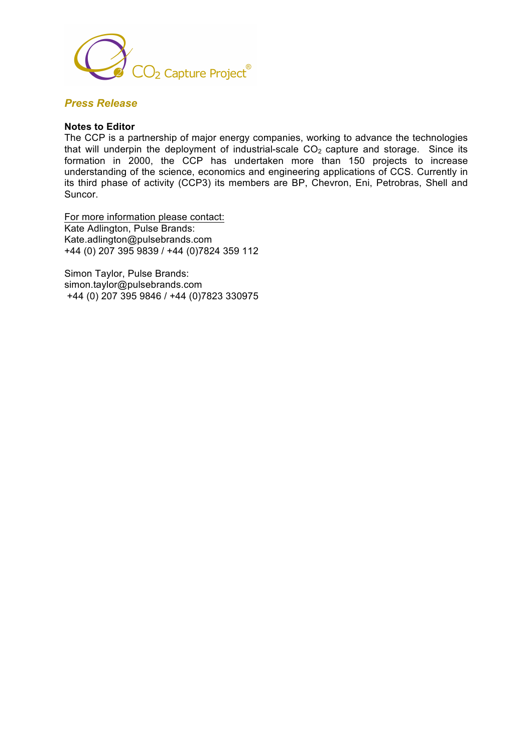$CO_2$ Capture Project®

*Press Release*

**Notes to Editor**

The CCP is a partnership of major energy companies, working to advance the technologies that will underpin the deployment of industrial-scale $CO_2$ capture and storage. Since its formation in 2000, the CCP has undertaken more than 150 projects to increase understanding of the science, economics and engineering applications of CCS. Currently in its third phase of activity (CCP3) its members are BP, Chevron, Eni, Petrobras, Shell and Suncor.

For more information please contact:
Kate Adlington, Pulse Brands:
Kate.adlington@pulsebrands.com
+44 (0) 207 395 9839 / +44 (0)7824 359 112

Simon Taylor, Pulse Brands:
simon.taylor@pulsebrands.com
+44 (0) 207 395 9846 / +44 (0)7823 330975